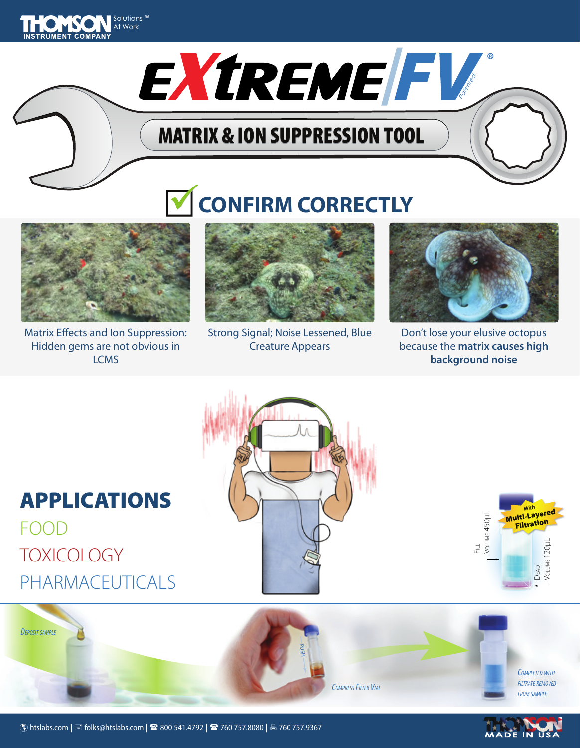# EXtREME FV®

## MATRIX & ION SUPPRESSION TOOL

## CONFIRM CORRECTLY

Matrix Effects and Ion Suppression: Hidden gems are not obvious in LCMS

Strong Signal; Noise Lessened, Blue Creature Appears

Don't lose your elusive octopus because the **matrix causes high background noise**

## APPLICATIONS

FOOD

TOXICOLOGY

PHARMACEUTICALS

With Multi-Layered Filtration

Fill Volume 450µL

Dead Volume 120µL

*Deposit sample*

PUSH

*Compress Filter Vial*

*Completed with filtrate removed from sample*

htslabs.com | folks@htslabs.com | ☎ 800 541.4792 | ☎ 760 757.8080 | 760 757.9367

MADE IN USA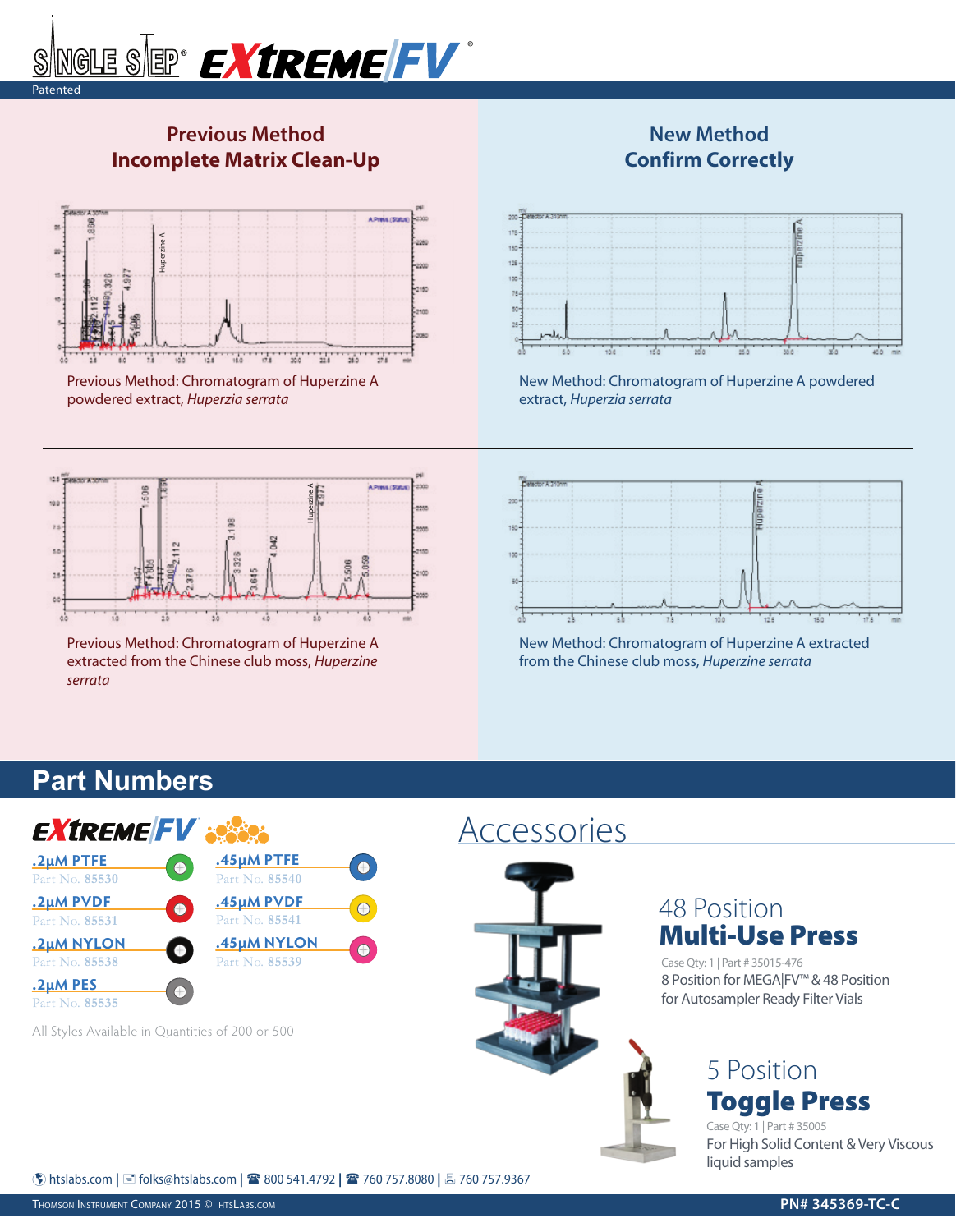SINGLE STEP® EXTREME|FV®

Patented

## Previous Method
## Incomplete Matrix Clean-Up

Previous Method: Chromatogram of Huperzine A powdered extract, *Huperzia serrata*

Previous Method: Chromatogram of Huperzine A extracted from the Chinese club moss, *Huperzine serrata*

## New Method
## Confirm Correctly

New Method: Chromatogram of Huperzine A powdered extract, *Huperzia serrata*

New Method: Chromatogram of Huperzine A extracted from the Chinese club moss, *Huperzine serrata*

## Part Numbers

EXTREME|FV

| | |
|---|---|
| **.2µM PTFE** Part No. 85530 | **.45µM PTFE** Part No. 85540 |
| **.2µM PVDF** Part No. 85531 | **.45µM PVDF** Part No. 85541 |
| **.2µM NYLON** Part No. 85538 | **.45µM NYLON** Part No. 85539 |
| **.2µM PES** Part No. 85535 | |

All Styles Available in Quantities of 200 or 500

## Accessories

### 48 Position **Multi-Use Press**

Case Qty: 1 | Part # 35015-476

8 Position for MEGA|FV™ & 48 Position for Autosampler Ready Filter Vials

### 5 Position **Toggle Press**

Case Qty: 1 | Part # 35005

For High Solid Content & Very Viscous liquid samples

htslabs.com | folks@htslabs.com | 800 541.4792 | 760 757.8080 | 760 757.9367

Thomson Instrument Company 2015 © htsLabs.com

PN# 345369-TC-C